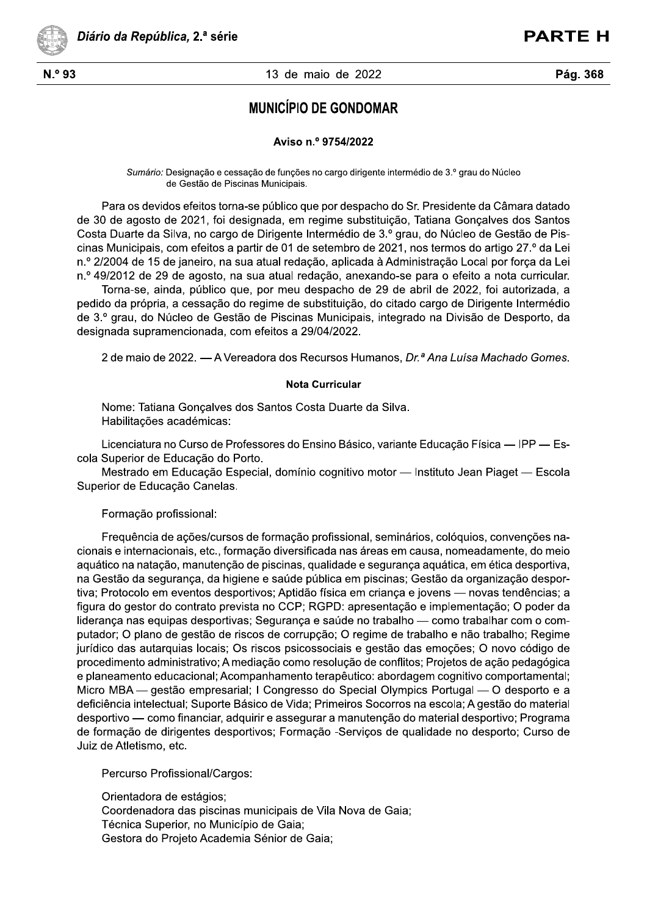# MUNICÍPIO DE GONDOMAR

## Aviso n.º 9754/2022

*Sumário:* Designação e cessação de funções no cargo dirigente intermédio de 3.º grau do Núcleo de Gestão de Piscinas Municipais.

Para os devidos efeitos torna-se público que por despacho do Sr. Presidente da Câmara datado de 30 de agosto de 2021, foi designada, em regime substituição, Tatiana Gonçalves dos Santos Costa Duarte da Silva, no cargo de Dirigente Intermédio de 3.º grau, do Núcleo de Gestão de Piscinas Municipais, com efeitos a partir de 01 de setembro de 2021, nos termos do artigo 27.º da Lei n.º 2/2004 de 15 de janeiro, na sua atual redação, aplicada à Administração Local por força da Lei n.º 49/2012 de 29 de agosto, na sua atual redação, anexando-se para o efeito a nota curricular.

Torna-se, ainda, público que, por meu despacho de 29 de abril de 2022, foi autorizada, a pedido da própria, a cessação do regime de substituição, do citado cargo de Dirigente Intermédio de 3.º grau, do Núcleo de Gestão de Piscinas Municipais, integrado na Divisão de Desporto, da designada supramencionada, com efeitos a 29/04/2022.

2 de maio de 2022. — A Vereadora dos Recursos Humanos, *Dr.ª Ana Luísa Machado Gomes*.

### Nota Curricular

Nome: Tatiana Gonçalves dos Santos Costa Duarte da Silva.

Habilitações académicas:

Licenciatura no Curso de Professores do Ensino Básico, variante Educação Física — IPP — Escola Superior de Educação do Porto.

Mestrado em Educação Especial, domínio cognitivo motor — Instituto Jean Piaget — Escola Superior de Educação Canelas.

Formação profissional:

Frequência de ações/cursos de formação profissional, seminários, colóquios, convenções nacionais e internacionais, etc., formação diversificada nas áreas em causa, nomeadamente, do meio aquático na natação, manutenção de piscinas, qualidade e segurança aquática, em ética desportiva, na Gestão da segurança, da higiene e saúde pública em piscinas; Gestão da organização desportiva; Protocolo em eventos desportivos; Aptidão física em criança e jovens — novas tendências; a figura do gestor do contrato prevista no CCP; RGPD: apresentação e implementação; O poder da liderança nas equipas desportivas; Segurança e saúde no trabalho — como trabalhar com o computador; O plano de gestão de riscos de corrupção; O regime de trabalho e não trabalho; Regime jurídico das autarquias locais; Os riscos psicossociais e gestão das emoções; O novo código de procedimento administrativo; A mediação como resolução de conflitos; Projetos de ação pedagógica e planeamento educacional; Acompanhamento terapêutico: abordagem cognitivo comportamental; Micro MBA — gestão empresarial; I Congresso do Special Olympics Portugal — O desporto e a deficiência intelectual; Suporte Básico de Vida; Primeiros Socorros na escola; A gestão do material desportivo — como financiar, adquirir e assegurar a manutenção do material desportivo; Programa de formação de dirigentes desportivos; Formação -Serviços de qualidade no desporto; Curso de Juiz de Atletismo, etc.

Percurso Profissional/Cargos:

Orientadora de estágios;
Coordenadora das piscinas municipais de Vila Nova de Gaia;
Técnica Superior, no Município de Gaia;
Gestora do Projeto Academia Sénior de Gaia;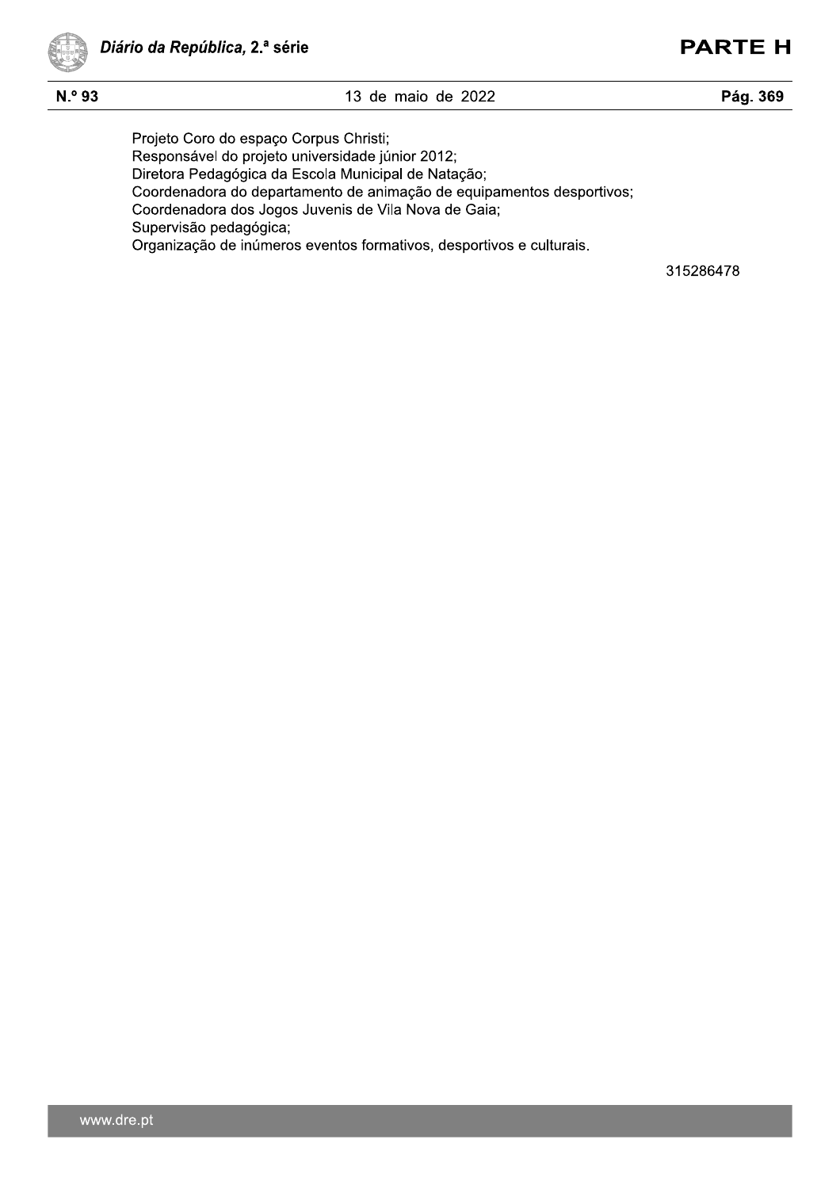Projeto Coro do espaço Corpus Christi;
Responsável do projeto universidade júnior 2012;
Diretora Pedagógica da Escola Municipal de Natação;
Coordenadora do departamento de animação de equipamentos desportivos;
Coordenadora dos Jogos Juvenis de Vila Nova de Gaia;
Supervisão pedagógica;
Organização de inúmeros eventos formativos, desportivos e culturais.

315286478